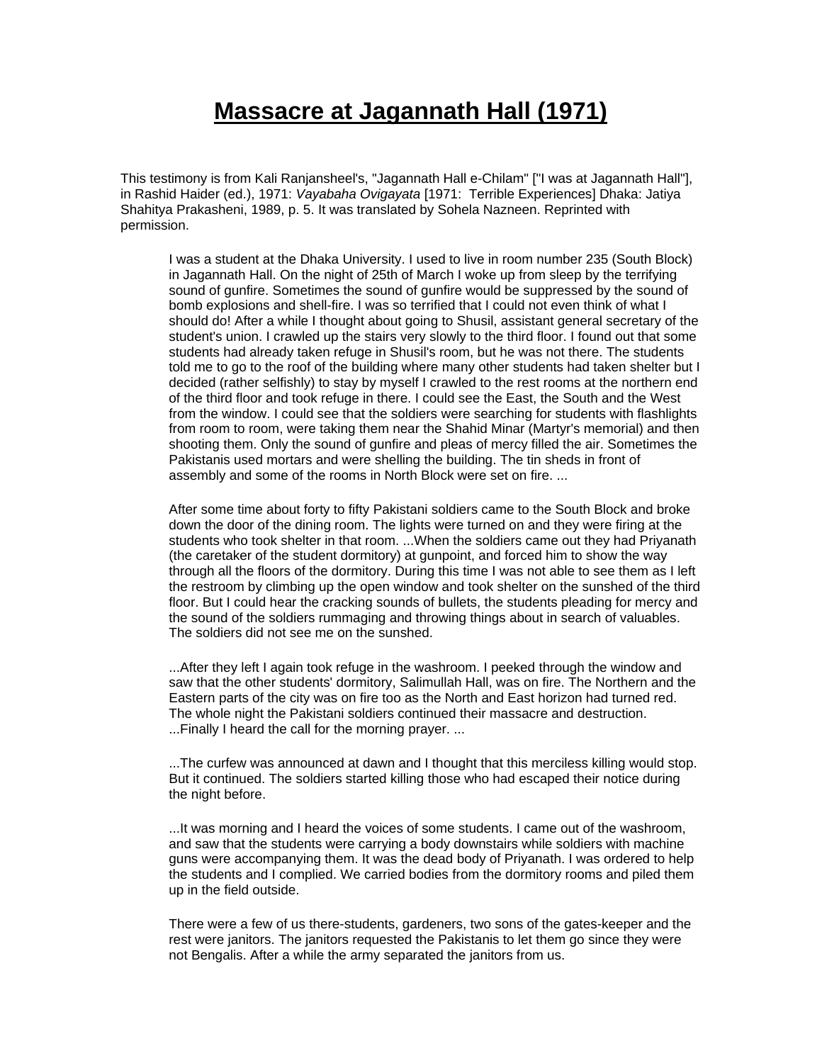# **Massacre at Jagannath Hall (1971)**

This testimony is from Kali Ranjansheel's, "Jagannath Hall e-Chilam" ["I was at Jagannath Hall"], in Rashid Haider (ed.), 1971: *Vayabaha Ovigayata* [1971: Terrible Experiences] Dhaka: Jatiya Shahitya Prakasheni, 1989, p. 5. It was translated by Sohela Nazneen. Reprinted with permission.

> I was a student at the Dhaka University. I used to live in room number 235 (South Block) in Jagannath Hall. On the night of 25th of March I woke up from sleep by the terrifying sound of gunfire. Sometimes the sound of gunfire would be suppressed by the sound of bomb explosions and shell-fire. I was so terrified that I could not even think of what I should do! After a while I thought about going to Shusil, assistant general secretary of the student's union. I crawled up the stairs very slowly to the third floor. I found out that some students had already taken refuge in Shusil's room, but he was not there. The students told me to go to the roof of the building where many other students had taken shelter but I decided (rather selfishly) to stay by myself I crawled to the rest rooms at the northern end of the third floor and took refuge in there. I could see the East, the South and the West from the window. I could see that the soldiers were searching for students with flashlights from room to room, were taking them near the Shahid Minar (Martyr's memorial) and then shooting them. Only the sound of gunfire and pleas of mercy filled the air. Sometimes the Pakistanis used mortars and were shelling the building. The tin sheds in front of assembly and some of the rooms in North Block were set on fire. ...
>
> After some time about forty to fifty Pakistani soldiers came to the South Block and broke down the door of the dining room. The lights were turned on and they were firing at the students who took shelter in that room. ...When the soldiers came out they had Priyanath (the caretaker of the student dormitory) at gunpoint, and forced him to show the way through all the floors of the dormitory. During this time I was not able to see them as I left the restroom by climbing up the open window and took shelter on the sunshed of the third floor. But I could hear the cracking sounds of bullets, the students pleading for mercy and the sound of the soldiers rummaging and throwing things about in search of valuables. The soldiers did not see me on the sunshed.
>
> ...After they left I again took refuge in the washroom. I peeked through the window and saw that the other students' dormitory, Salimullah Hall, was on fire. The Northern and the Eastern parts of the city was on fire too as the North and East horizon had turned red. The whole night the Pakistani soldiers continued their massacre and destruction. ...Finally I heard the call for the morning prayer. ...
>
> ...The curfew was announced at dawn and I thought that this merciless killing would stop. But it continued. The soldiers started killing those who had escaped their notice during the night before.
>
> ...It was morning and I heard the voices of some students. I came out of the washroom, and saw that the students were carrying a body downstairs while soldiers with machine guns were accompanying them. It was the dead body of Priyanath. I was ordered to help the students and I complied. We carried bodies from the dormitory rooms and piled them up in the field outside.
>
> There were a few of us there-students, gardeners, two sons of the gates-keeper and the rest were janitors. The janitors requested the Pakistanis to let them go since they were not Bengalis. After a while the army separated the janitors from us.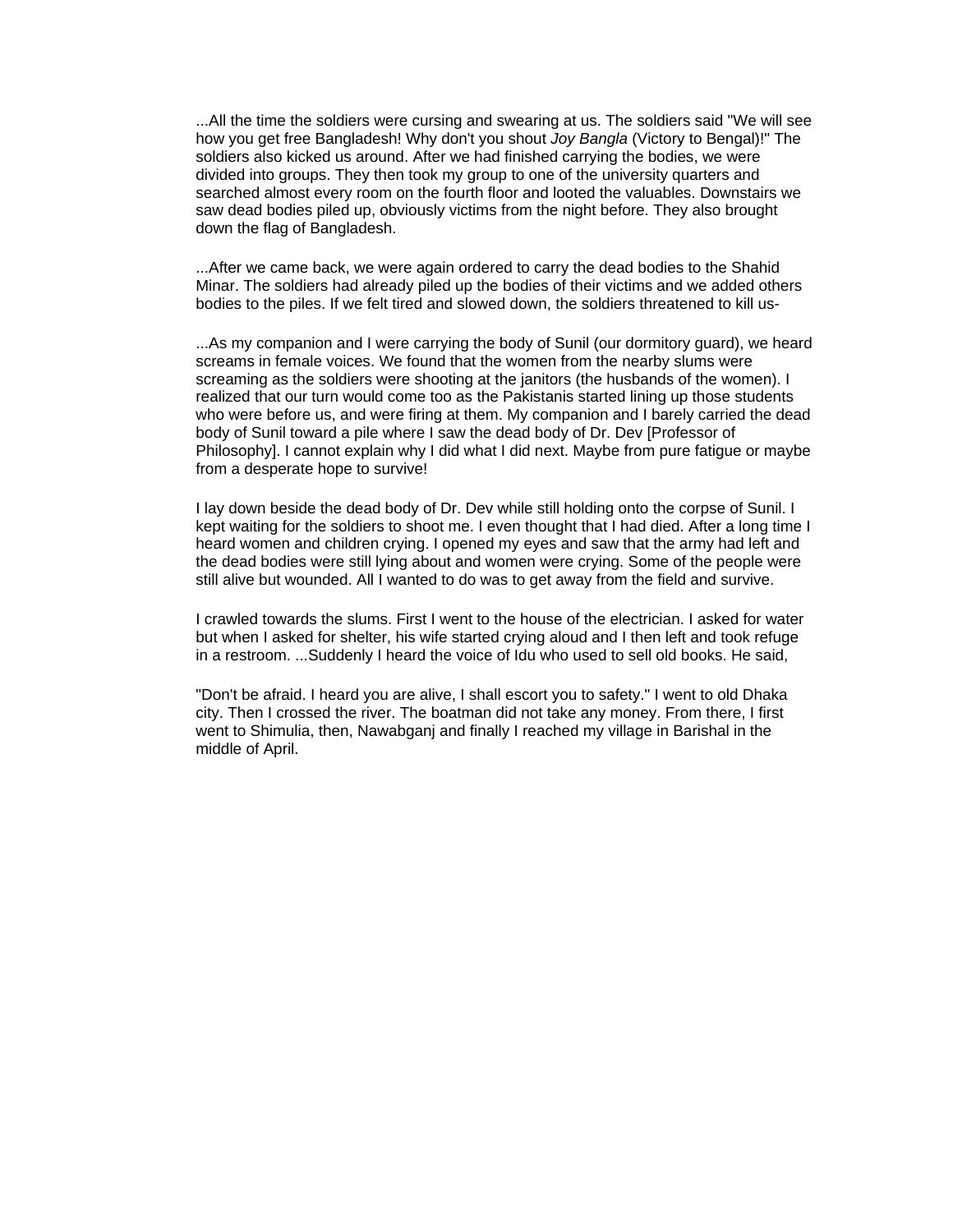...All the time the soldiers were cursing and swearing at us. The soldiers said "We will see how you get free Bangladesh! Why don't you shout *Joy Bangla* (Victory to Bengal)!" The soldiers also kicked us around. After we had finished carrying the bodies, we were divided into groups. They then took my group to one of the university quarters and searched almost every room on the fourth floor and looted the valuables. Downstairs we saw dead bodies piled up, obviously victims from the night before. They also brought down the flag of Bangladesh.

...After we came back, we were again ordered to carry the dead bodies to the Shahid Minar. The soldiers had already piled up the bodies of their victims and we added others bodies to the piles. If we felt tired and slowed down, the soldiers threatened to kill us-

...As my companion and I were carrying the body of Sunil (our dormitory guard), we heard screams in female voices. We found that the women from the nearby slums were screaming as the soldiers were shooting at the janitors (the husbands of the women). I realized that our turn would come too as the Pakistanis started lining up those students who were before us, and were firing at them. My companion and I barely carried the dead body of Sunil toward a pile where I saw the dead body of Dr. Dev [Professor of Philosophy]. I cannot explain why I did what I did next. Maybe from pure fatigue or maybe from a desperate hope to survive!

I lay down beside the dead body of Dr. Dev while still holding onto the corpse of Sunil. I kept waiting for the soldiers to shoot me. I even thought that I had died. After a long time I heard women and children crying. I opened my eyes and saw that the army had left and the dead bodies were still lying about and women were crying. Some of the people were still alive but wounded. All I wanted to do was to get away from the field and survive.

I crawled towards the slums. First I went to the house of the electrician. I asked for water but when I asked for shelter, his wife started crying aloud and I then left and took refuge in a restroom. ...Suddenly I heard the voice of Idu who used to sell old books. He said,

"Don't be afraid. I heard you are alive, I shall escort you to safety." I went to old Dhaka city. Then I crossed the river. The boatman did not take any money. From there, I first went to Shimulia, then, Nawabganj and finally I reached my village in Barishal in the middle of April.